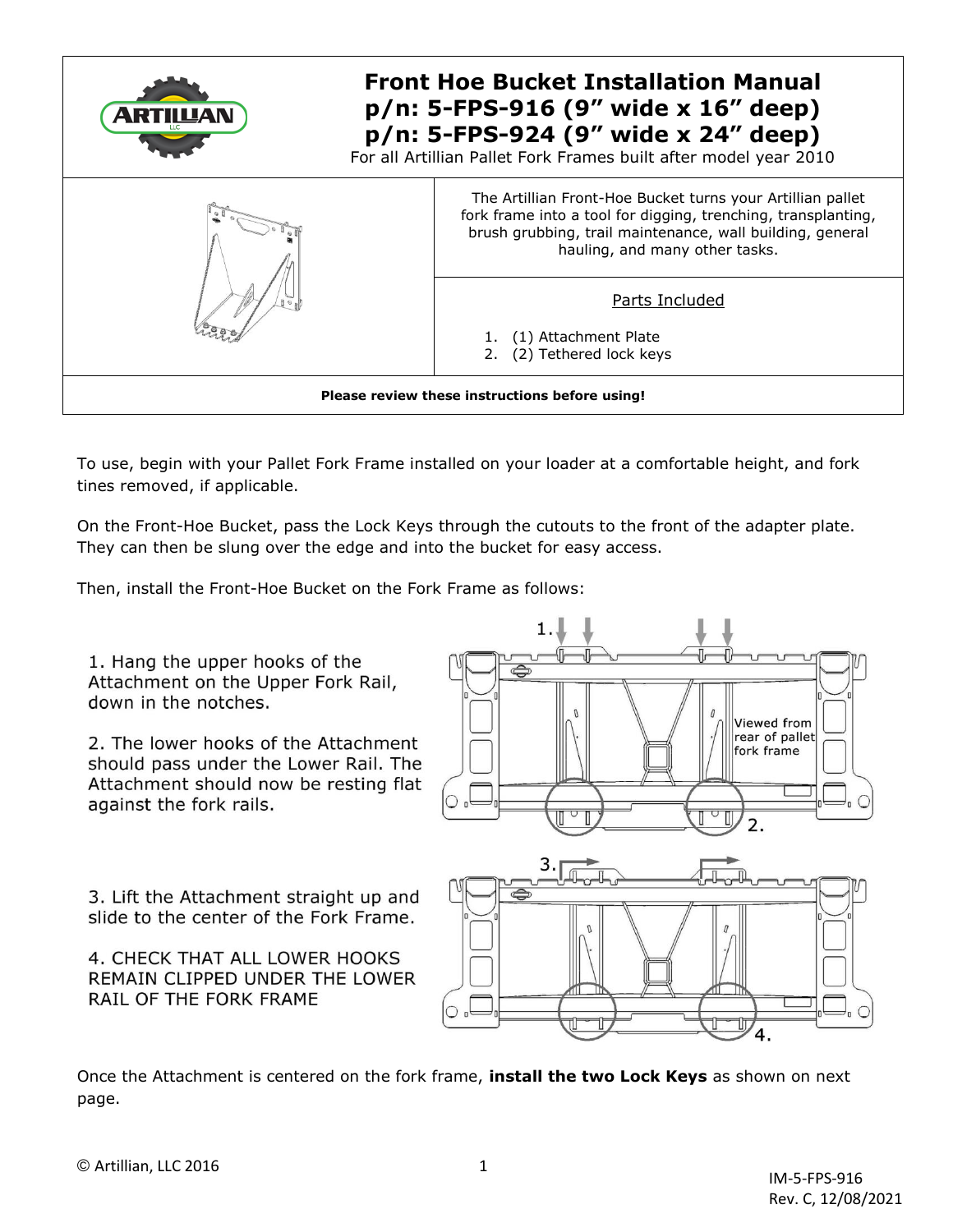# Front Hoe Bucket Installation Manual
## p/n: 5-FPS-916 (9" wide x 16" deep)
## p/n: 5-FPS-924 (9" wide x 24" deep)

For all Artillian Pallet Fork Frames built after model year 2010

The Artillian Front-Hoe Bucket turns your Artillian pallet fork frame into a tool for digging, trenching, transplanting, brush grubbing, trail maintenance, wall building, general hauling, and many other tasks.

Parts Included

1. (1) Attachment Plate
2. (2) Tethered lock keys

**Please review these instructions before using!**

To use, begin with your Pallet Fork Frame installed on your loader at a comfortable height, and fork tines removed, if applicable.

On the Front-Hoe Bucket, pass the Lock Keys through the cutouts to the front of the adapter plate. They can then be slung over the edge and into the bucket for easy access.

Then, install the Front-Hoe Bucket on the Fork Frame as follows:

1. Hang the upper hooks of the Attachment on the Upper Fork Rail, down in the notches.

2. The lower hooks of the Attachment should pass under the Lower Rail. The Attachment should now be resting flat against the fork rails.

Viewed from rear of pallet fork frame

3. Lift the Attachment straight up and slide to the center of the Fork Frame.

4. CHECK THAT ALL LOWER HOOKS REMAIN CLIPPED UNDER THE LOWER RAIL OF THE FORK FRAME

Once the Attachment is centered on the fork frame, **install the two Lock Keys** as shown on next page.

© Artillian, LLC 2016

IM-5-FPS-916
Rev. C, 12/08/2021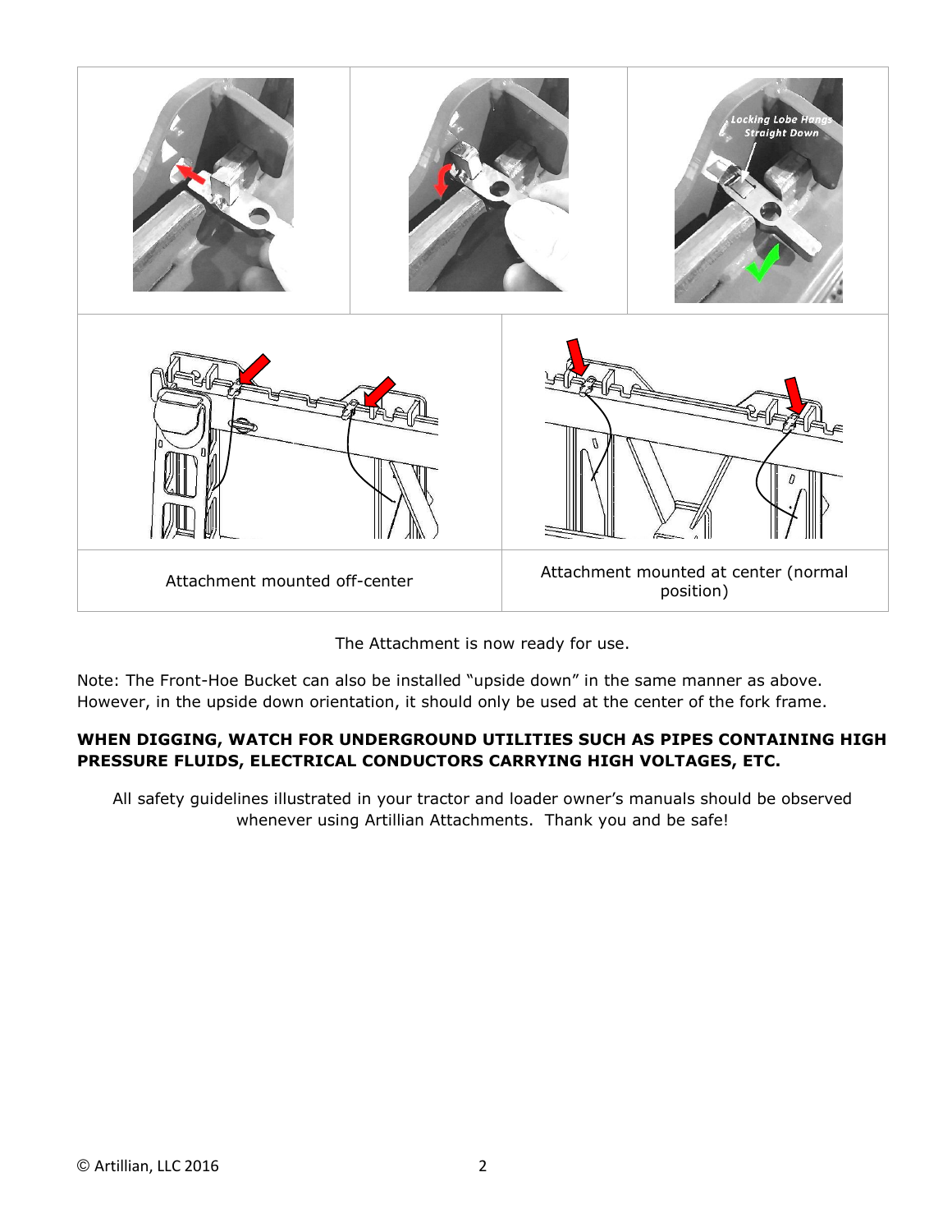| Attachment mounted off-center | Attachment mounted at center (normal position) |
| --- | --- |

The Attachment is now ready for use.

Note: The Front-Hoe Bucket can also be installed "upside down" in the same manner as above. However, in the upside down orientation, it should only be used at the center of the fork frame.

**WHEN DIGGING, WATCH FOR UNDERGROUND UTILITIES SUCH AS PIPES CONTAINING HIGH PRESSURE FLUIDS, ELECTRICAL CONDUCTORS CARRYING HIGH VOLTAGES, ETC.**

All safety guidelines illustrated in your tractor and loader owner's manuals should be observed whenever using Artillian Attachments. Thank you and be safe!

© Artillian, LLC 2016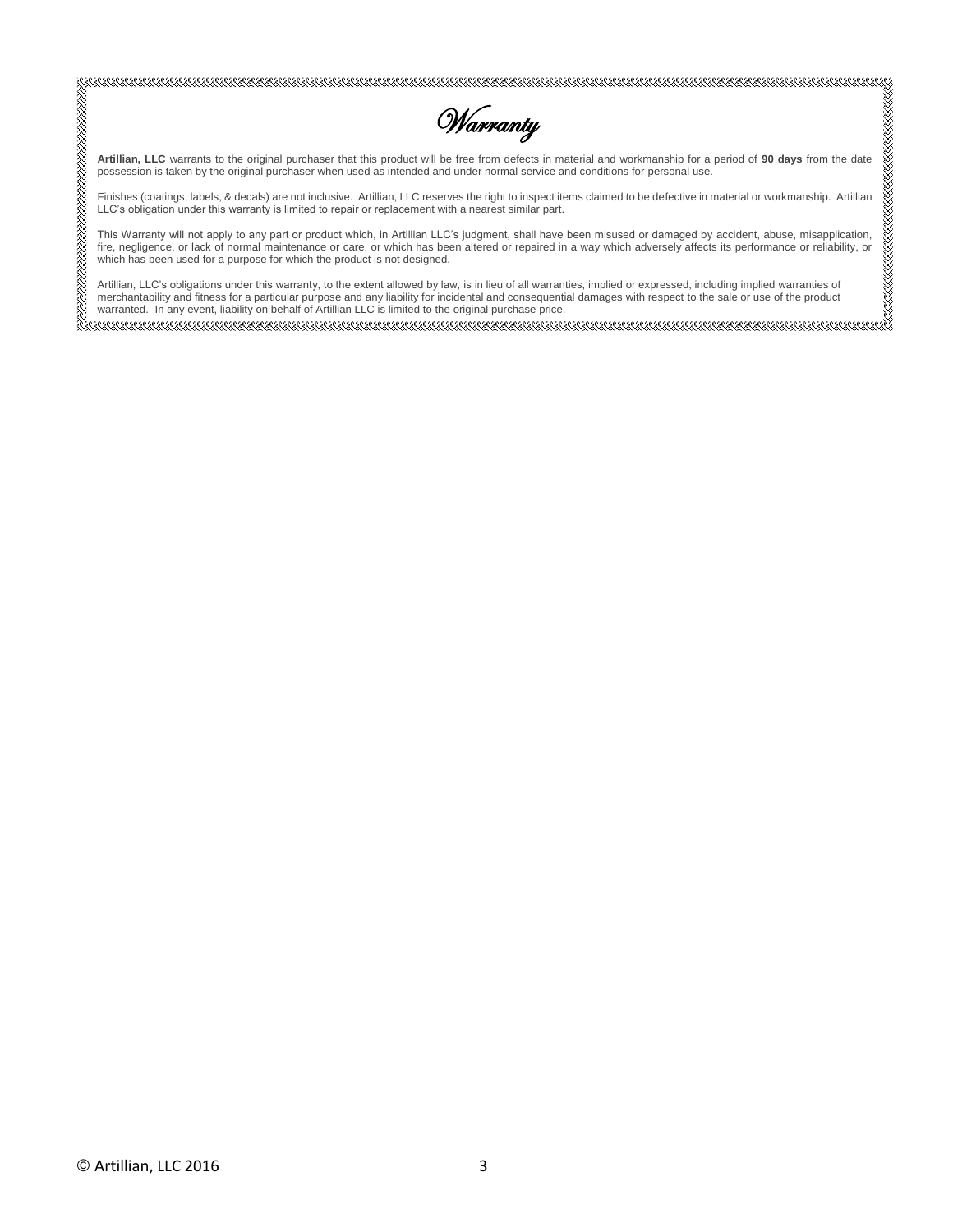# *Warranty*

**Artillian, LLC** warrants to the original purchaser that this product will be free from defects in material and workmanship for a period of **90 days** from the date possession is taken by the original purchaser when used as intended and under normal service and conditions for personal use.

Finishes (coatings, labels, & decals) are not inclusive. Artillian, LLC reserves the right to inspect items claimed to be defective in material or workmanship. Artillian LLC's obligation under this warranty is limited to repair or replacement with a nearest similar part.

This Warranty will not apply to any part or product which, in Artillian LLC's judgment, shall have been misused or damaged by accident, abuse, misapplication, fire, negligence, or lack of normal maintenance or care, or which has been altered or repaired in a way which adversely affects its performance or reliability, or which has been used for a purpose for which the product is not designed.

Artillian, LLC's obligations under this warranty, to the extent allowed by law, is in lieu of all warranties, implied or expressed, including implied warranties of merchantability and fitness for a particular purpose and any liability for incidental and consequential damages with respect to the sale or use of the product warranted. In any event, liability on behalf of Artillian LLC is limited to the original purchase price.

© Artillian, LLC 2016